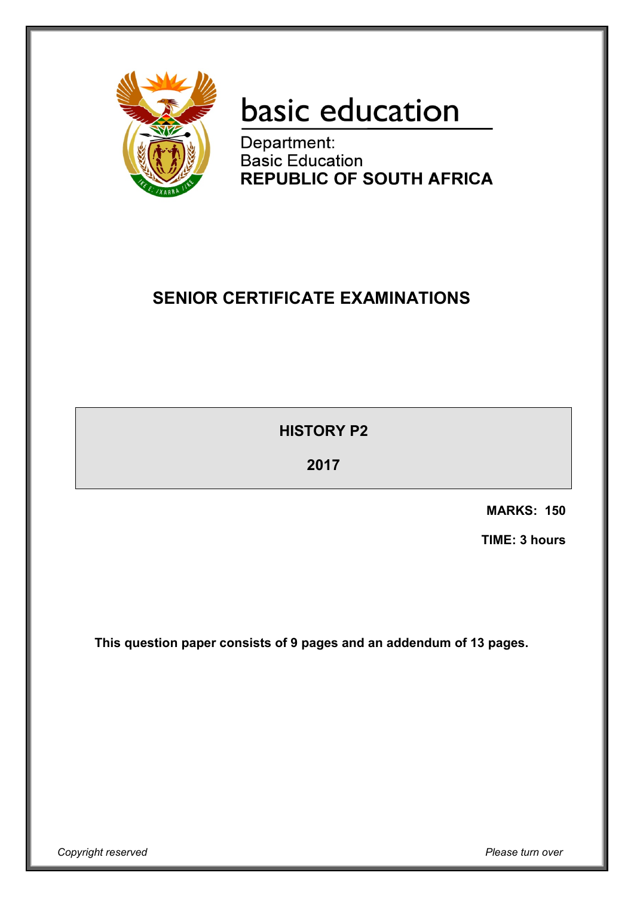basic education

Department:
Basic Education
**REPUBLIC OF SOUTH AFRICA**

# SENIOR CERTIFICATE EXAMINATIONS

## HISTORY P2

## 2017

**MARKS: 150**

**TIME: 3 hours**

**This question paper consists of 9 pages and an addendum of 13 pages.**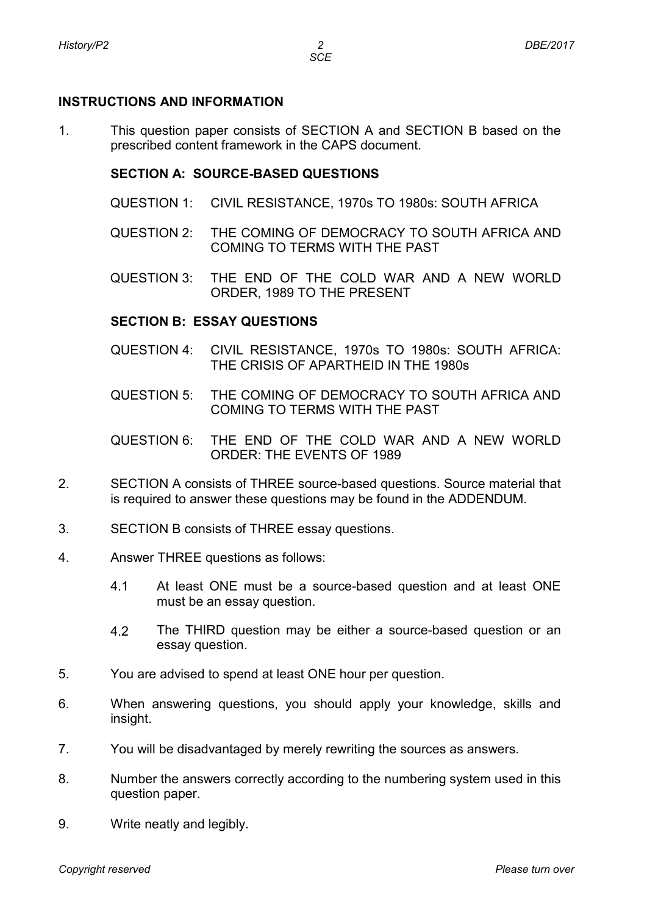## INSTRUCTIONS AND INFORMATION

1. This question paper consists of SECTION A and SECTION B based on the prescribed content framework in the CAPS document.

   **SECTION A: SOURCE-BASED QUESTIONS**

   QUESTION 1: CIVIL RESISTANCE, 1970s TO 1980s: SOUTH AFRICA

   QUESTION 2: THE COMING OF DEMOCRACY TO SOUTH AFRICA AND COMING TO TERMS WITH THE PAST

   QUESTION 3: THE END OF THE COLD WAR AND A NEW WORLD ORDER, 1989 TO THE PRESENT

   **SECTION B: ESSAY QUESTIONS**

   QUESTION 4: CIVIL RESISTANCE, 1970s TO 1980s: SOUTH AFRICA: THE CRISIS OF APARTHEID IN THE 1980s

   QUESTION 5: THE COMING OF DEMOCRACY TO SOUTH AFRICA AND COMING TO TERMS WITH THE PAST

   QUESTION 6: THE END OF THE COLD WAR AND A NEW WORLD ORDER: THE EVENTS OF 1989

2. SECTION A consists of THREE source-based questions. Source material that is required to answer these questions may be found in the ADDENDUM.

3. SECTION B consists of THREE essay questions.

4. Answer THREE questions as follows:

   4.1 At least ONE must be a source-based question and at least ONE must be an essay question.

   4.2 The THIRD question may be either a source-based question or an essay question.

5. You are advised to spend at least ONE hour per question.

6. When answering questions, you should apply your knowledge, skills and insight.

7. You will be disadvantaged by merely rewriting the sources as answers.

8. Number the answers correctly according to the numbering system used in this question paper.

9. Write neatly and legibly.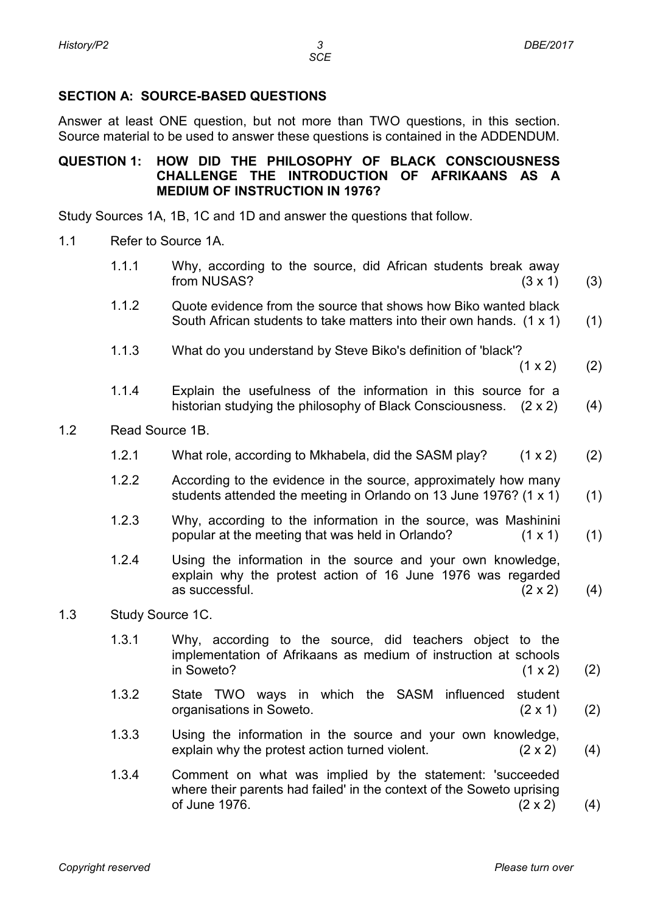## SECTION A: SOURCE-BASED QUESTIONS

Answer at least ONE question, but not more than TWO questions, in this section. Source material to be used to answer these questions is contained in the ADDENDUM.

### QUESTION 1: HOW DID THE PHILOSOPHY OF BLACK CONSCIOUSNESS CHALLENGE THE INTRODUCTION OF AFRIKAANS AS A MEDIUM OF INSTRUCTION IN 1976?

Study Sources 1A, 1B, 1C and 1D and answer the questions that follow.

1.1 Refer to Source 1A.

- 1.1.1 Why, according to the source, did African students break away from NUSAS? (3 x 1) (3)
- 1.1.2 Quote evidence from the source that shows how Biko wanted black South African students to take matters into their own hands. (1 x 1) (1)
- 1.1.3 What do you understand by Steve Biko's definition of 'black'? (1 x 2) (2)
- 1.1.4 Explain the usefulness of the information in this source for a historian studying the philosophy of Black Consciousness. (2 x 2) (4)

1.2 Read Source 1B.

- 1.2.1 What role, according to Mkhabela, did the SASM play? (1 x 2) (2)
- 1.2.2 According to the evidence in the source, approximately how many students attended the meeting in Orlando on 13 June 1976? (1 x 1) (1)
- 1.2.3 Why, according to the information in the source, was Mashinini popular at the meeting that was held in Orlando? (1 x 1) (1)
- 1.2.4 Using the information in the source and your own knowledge, explain why the protest action of 16 June 1976 was regarded as successful. (2 x 2) (4)

1.3 Study Source 1C.

- 1.3.1 Why, according to the source, did teachers object to the implementation of Afrikaans as medium of instruction at schools in Soweto? (1 x 2) (2)
- 1.3.2 State TWO ways in which the SASM influenced student organisations in Soweto. (2 x 1) (2)
- 1.3.3 Using the information in the source and your own knowledge, explain why the protest action turned violent. (2 x 2) (4)
- 1.3.4 Comment on what was implied by the statement: 'succeeded where their parents had failed' in the context of the Soweto uprising of June 1976. (2 x 2) (4)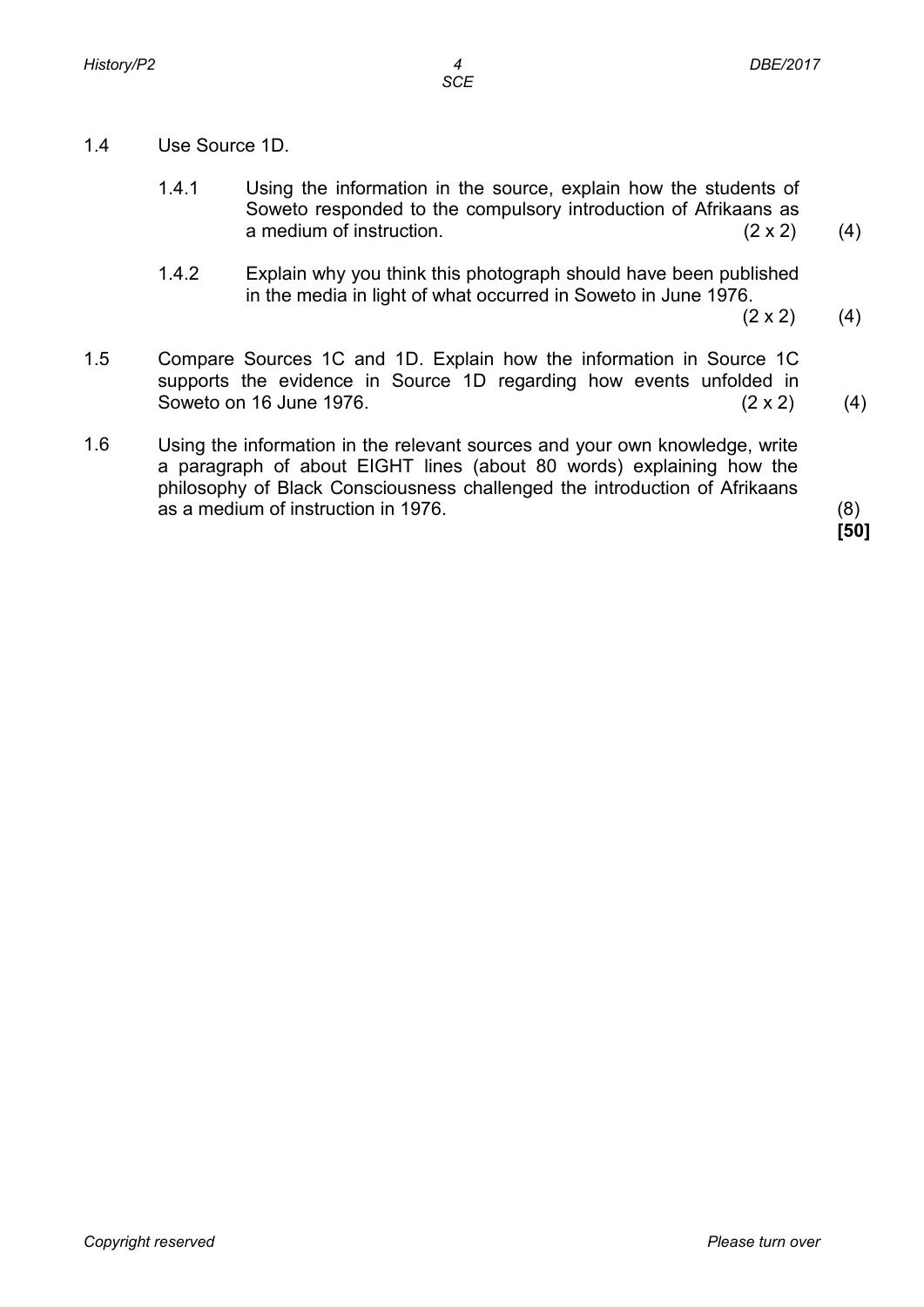1.4 Use Source 1D.

1.4.1 Using the information in the source, explain how the students of Soweto responded to the compulsory introduction of Afrikaans as a medium of instruction. (2 x 2) (4)

1.4.2 Explain why you think this photograph should have been published in the media in light of what occurred in Soweto in June 1976. (2 x 2) (4)

1.5 Compare Sources 1C and 1D. Explain how the information in Source 1C supports the evidence in Source 1D regarding how events unfolded in Soweto on 16 June 1976. (2 x 2) (4)

1.6 Using the information in the relevant sources and your own knowledge, write a paragraph of about EIGHT lines (about 80 words) explaining how the philosophy of Black Consciousness challenged the introduction of Afrikaans as a medium of instruction in 1976. (8)

**[50]**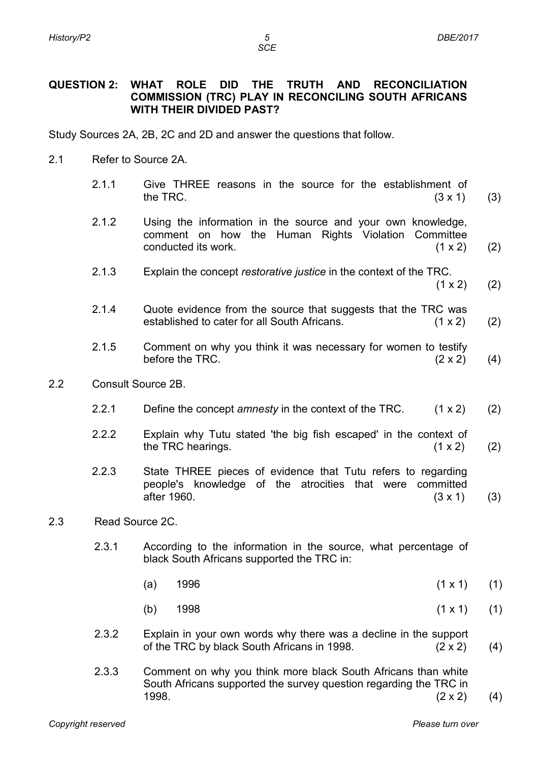## QUESTION 2: WHAT ROLE DID THE TRUTH AND RECONCILIATION COMMISSION (TRC) PLAY IN RECONCILING SOUTH AFRICANS WITH THEIR DIVIDED PAST?

Study Sources 2A, 2B, 2C and 2D and answer the questions that follow.

2.1 Refer to Source 2A.

2.1.1 Give THREE reasons in the source for the establishment of the TRC. (3 x 1) (3)

2.1.2 Using the information in the source and your own knowledge, comment on how the Human Rights Violation Committee conducted its work. (1 x 2) (2)

2.1.3 Explain the concept *restorative justice* in the context of the TRC. (1 x 2) (2)

2.1.4 Quote evidence from the source that suggests that the TRC was established to cater for all South Africans. (1 x 2) (2)

2.1.5 Comment on why you think it was necessary for women to testify before the TRC. (2 x 2) (4)

2.2 Consult Source 2B.

2.2.1 Define the concept *amnesty* in the context of the TRC. (1 x 2) (2)

2.2.2 Explain why Tutu stated 'the big fish escaped' in the context of the TRC hearings. (1 x 2) (2)

2.2.3 State THREE pieces of evidence that Tutu refers to regarding people's knowledge of the atrocities that were committed after 1960. (3 x 1) (3)

2.3 Read Source 2C.

2.3.1 According to the information in the source, what percentage of black South Africans supported the TRC in:

(a) 1996 (1 x 1) (1)

(b) 1998 (1 x 1) (1)

2.3.2 Explain in your own words why there was a decline in the support of the TRC by black South Africans in 1998. (2 x 2) (4)

2.3.3 Comment on why you think more black South Africans than white South Africans supported the survey question regarding the TRC in 1998. (2 x 2) (4)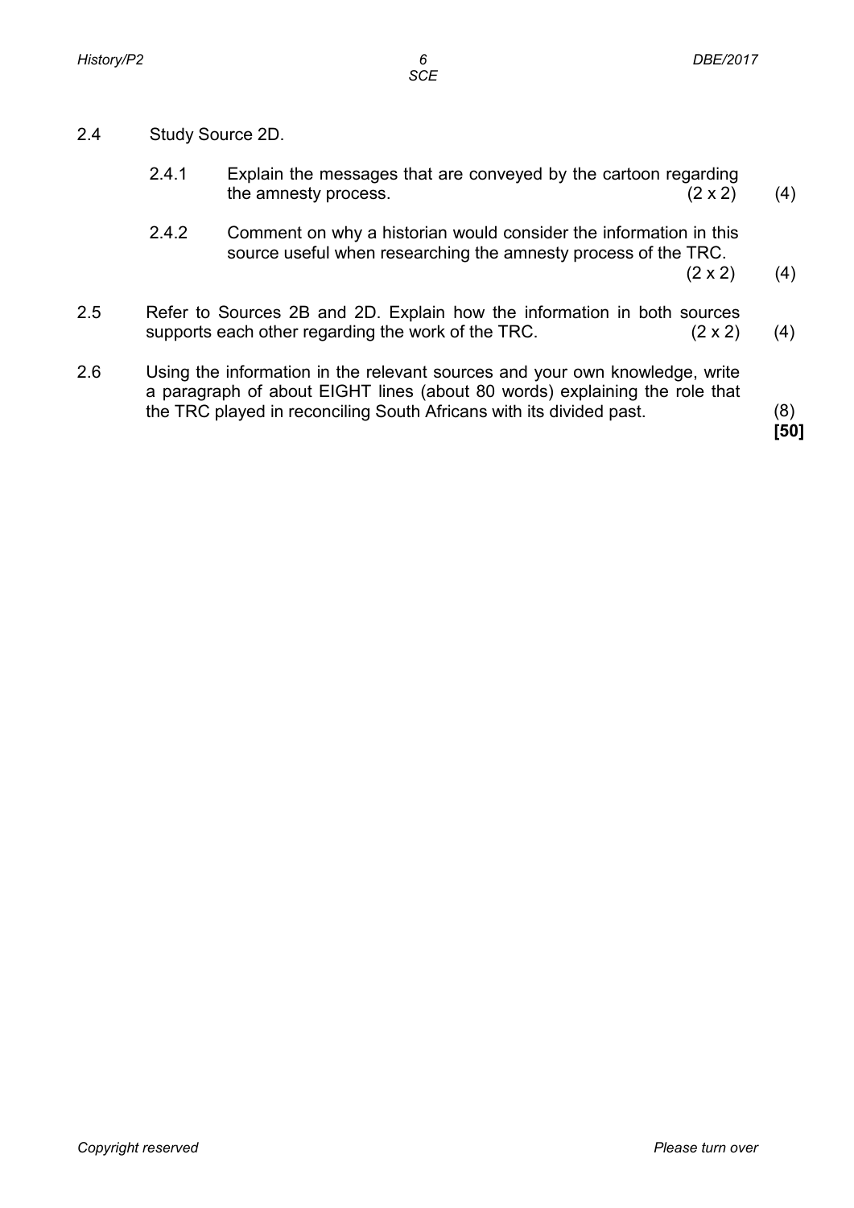2.4 Study Source 2D.

2.4.1 Explain the messages that are conveyed by the cartoon regarding the amnesty process. (2 x 2) (4)

2.4.2 Comment on why a historian would consider the information in this source useful when researching the amnesty process of the TRC. (2 x 2) (4)

2.5 Refer to Sources 2B and 2D. Explain how the information in both sources supports each other regarding the work of the TRC. (2 x 2) (4)

2.6 Using the information in the relevant sources and your own knowledge, write a paragraph of about EIGHT lines (about 80 words) explaining the role that the TRC played in reconciling South Africans with its divided past. (8)

**[50]**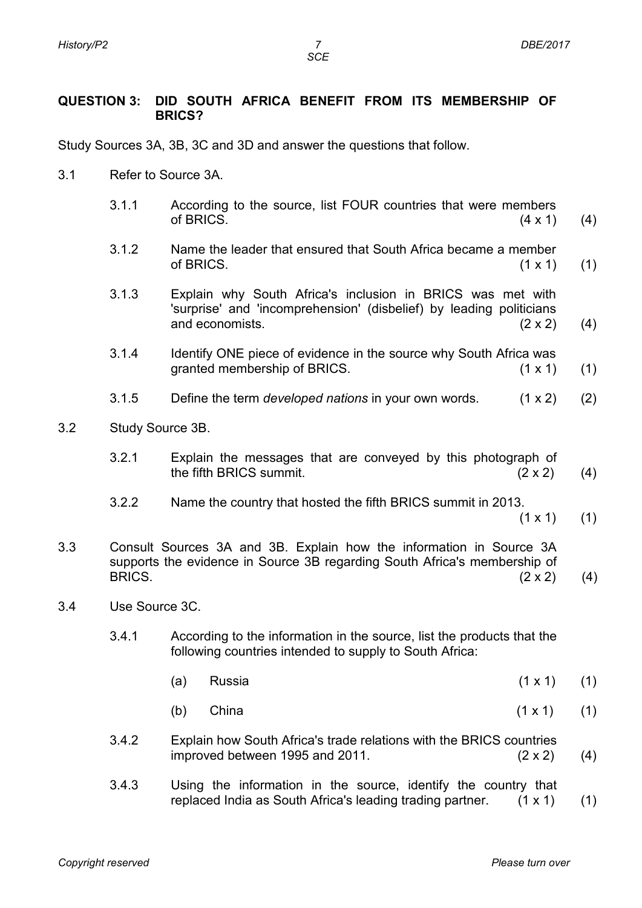**QUESTION 3: DID SOUTH AFRICA BENEFIT FROM ITS MEMBERSHIP OF BRICS?**

Study Sources 3A, 3B, 3C and 3D and answer the questions that follow.

3.1 Refer to Source 3A.

3.1.1 According to the source, list FOUR countries that were members of BRICS. (4 x 1) (4)

3.1.2 Name the leader that ensured that South Africa became a member of BRICS. (1 x 1) (1)

3.1.3 Explain why South Africa's inclusion in BRICS was met with 'surprise' and 'incomprehension' (disbelief) by leading politicians and economists. (2 x 2) (4)

3.1.4 Identify ONE piece of evidence in the source why South Africa was granted membership of BRICS. (1 x 1) (1)

3.1.5 Define the term *developed nations* in your own words. (1 x 2) (2)

3.2 Study Source 3B.

3.2.1 Explain the messages that are conveyed by this photograph of the fifth BRICS summit. (2 x 2) (4)

3.2.2 Name the country that hosted the fifth BRICS summit in 2013. (1 x 1) (1)

3.3 Consult Sources 3A and 3B. Explain how the information in Source 3A supports the evidence in Source 3B regarding South Africa's membership of BRICS. (2 x 2) (4)

3.4 Use Source 3C.

3.4.1 According to the information in the source, list the products that the following countries intended to supply to South Africa:

(a) Russia (1 x 1) (1)

(b) China (1 x 1) (1)

3.4.2 Explain how South Africa's trade relations with the BRICS countries improved between 1995 and 2011. (2 x 2) (4)

3.4.3 Using the information in the source, identify the country that replaced India as South Africa's leading trading partner. (1 x 1) (1)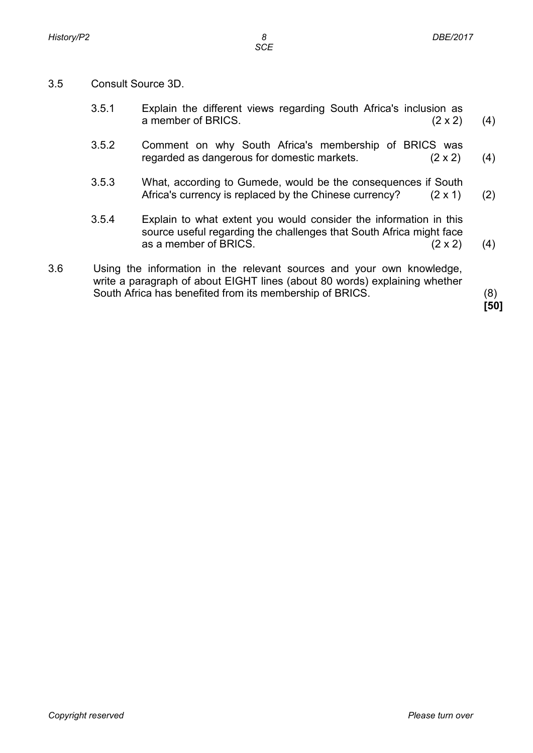3.5 Consult Source 3D.

3.5.1 Explain the different views regarding South Africa's inclusion as a member of BRICS. (2 x 2) (4)

3.5.2 Comment on why South Africa's membership of BRICS was regarded as dangerous for domestic markets. (2 x 2) (4)

3.5.3 What, according to Gumede, would be the consequences if South Africa's currency is replaced by the Chinese currency? (2 x 1) (2)

3.5.4 Explain to what extent you would consider the information in this source useful regarding the challenges that South Africa might face as a member of BRICS. (2 x 2) (4)

3.6 Using the information in the relevant sources and your own knowledge, write a paragraph of about EIGHT lines (about 80 words) explaining whether South Africa has benefited from its membership of BRICS. (8)

**[50]**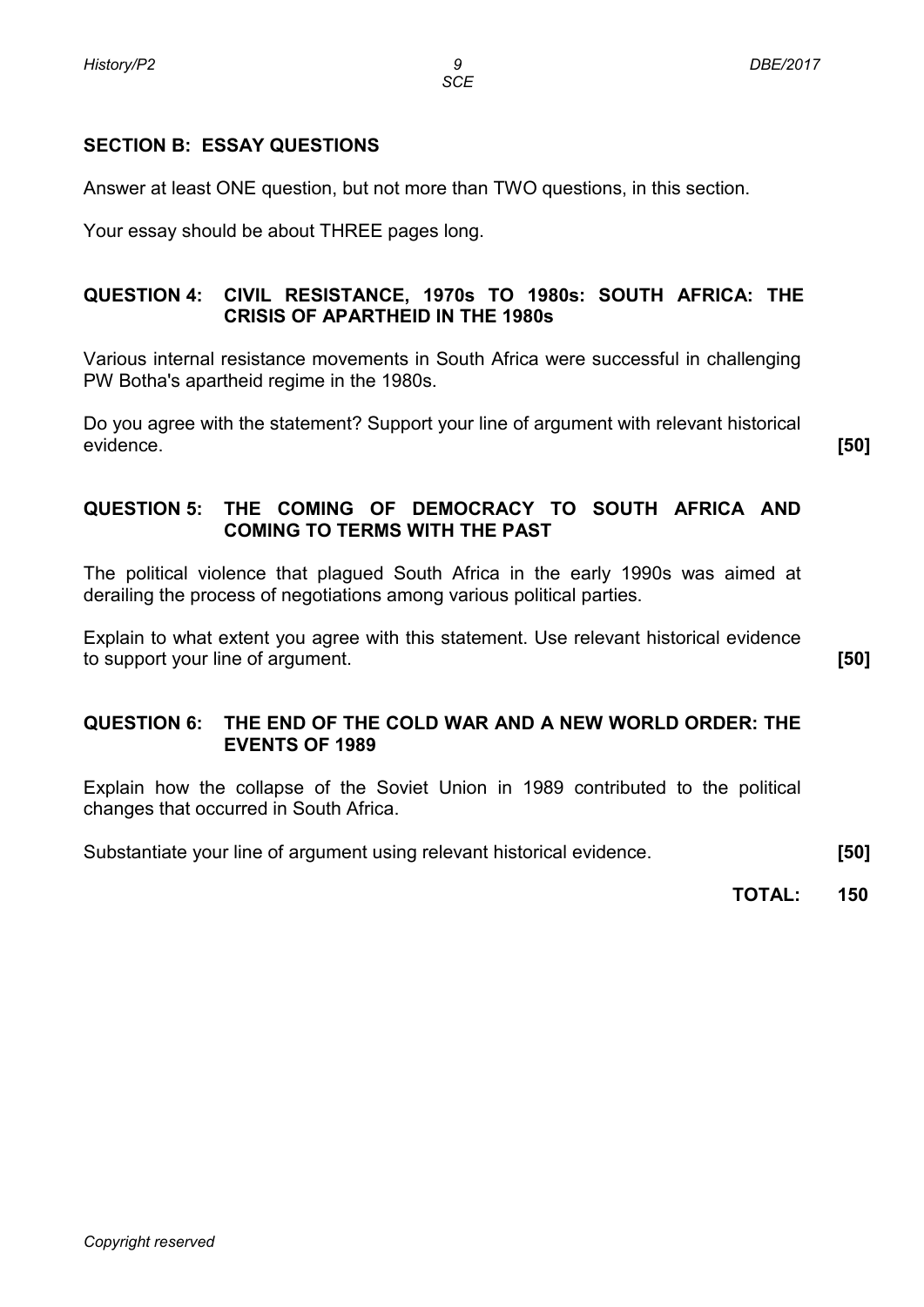## SECTION B: ESSAY QUESTIONS

Answer at least ONE question, but not more than TWO questions, in this section.

Your essay should be about THREE pages long.

### QUESTION 4: CIVIL RESISTANCE, 1970s TO 1980s: SOUTH AFRICA: THE CRISIS OF APARTHEID IN THE 1980s

Various internal resistance movements in South Africa were successful in challenging PW Botha's apartheid regime in the 1980s.

Do you agree with the statement? Support your line of argument with relevant historical evidence. **[50]**

### QUESTION 5: THE COMING OF DEMOCRACY TO SOUTH AFRICA AND COMING TO TERMS WITH THE PAST

The political violence that plagued South Africa in the early 1990s was aimed at derailing the process of negotiations among various political parties.

Explain to what extent you agree with this statement. Use relevant historical evidence to support your line of argument. **[50]**

### QUESTION 6: THE END OF THE COLD WAR AND A NEW WORLD ORDER: THE EVENTS OF 1989

Explain how the collapse of the Soviet Union in 1989 contributed to the political changes that occurred in South Africa.

Substantiate your line of argument using relevant historical evidence. **[50]**

**TOTAL: 150**